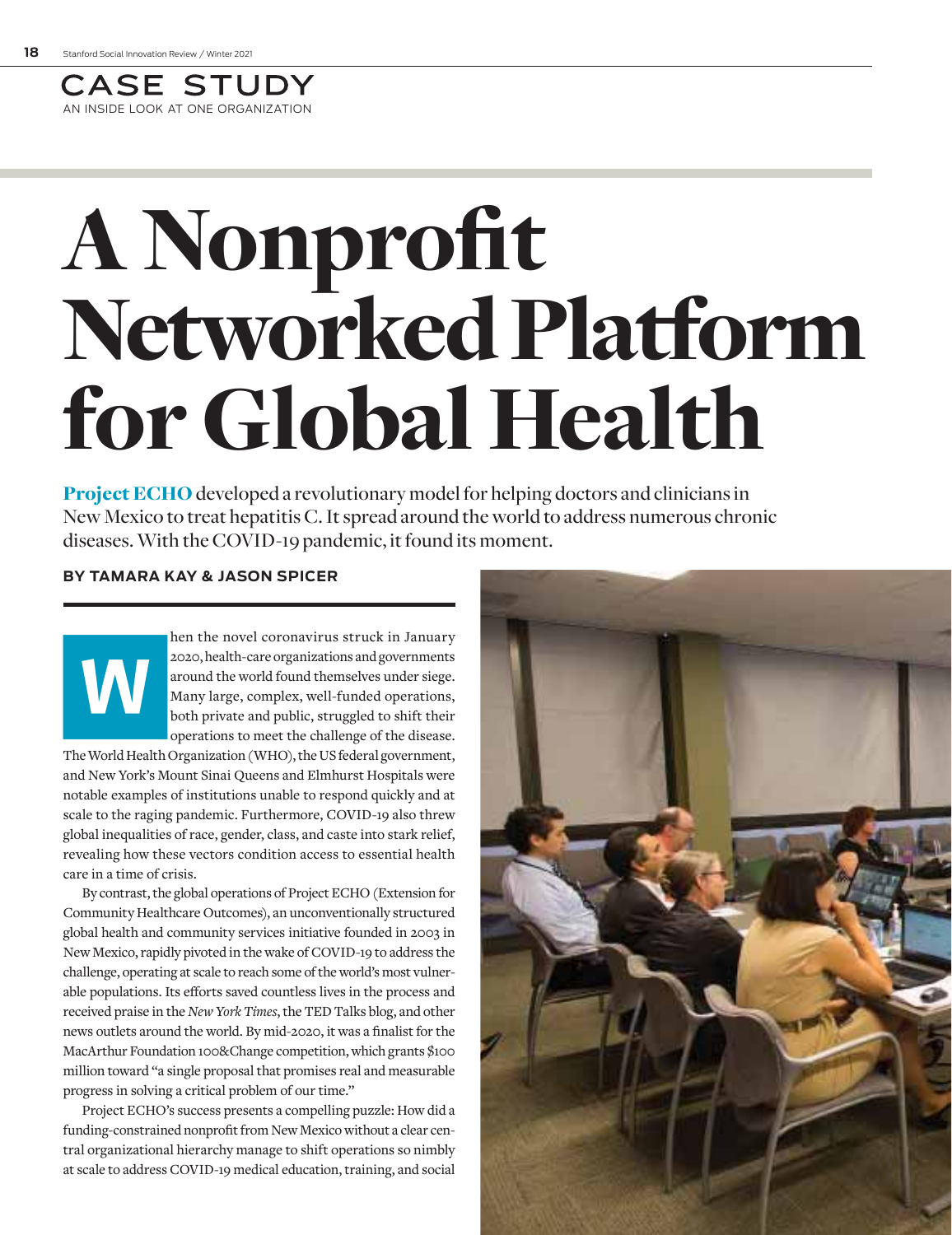CASE STUDY

AN INSIDE LOOK AT ONE ORGANIZATION

# A Nonprofit Networked Platform for Global Health

**Project ECHO** developed a revolutionary model for helping doctors and clinicians in New Mexico to treat hepatitis C. It spread around the world to address numerous chronic diseases. With the COVID-19 pandemic, it found its moment.

**BY TAMARA KAY & JASON SPICER**

When the novel coronavirus struck in January 2020, health-care organizations and governments around the world found themselves under siege. Many large, complex, well-funded operations, both private and public, struggled to shift their operations to meet the challenge of the disease. The World Health Organization (WHO), the US federal government, and New York's Mount Sinai Queens and Elmhurst Hospitals were notable examples of institutions unable to respond quickly and at scale to the raging pandemic. Furthermore, COVID-19 also threw global inequalities of race, gender, class, and caste into stark relief, revealing how these vectors condition access to essential health care in a time of crisis.

By contrast, the global operations of Project ECHO (Extension for Community Healthcare Outcomes), an unconventionally structured global health and community services initiative founded in 2003 in New Mexico, rapidly pivoted in the wake of COVID-19 to address the challenge, operating at scale to reach some of the world's most vulnerable populations. Its efforts saved countless lives in the process and received praise in the *New York Times*, the TED Talks blog, and other news outlets around the world. By mid-2020, it was a finalist for the MacArthur Foundation 100&Change competition, which grants $100 million toward "a single proposal that promises real and measurable progress in solving a critical problem of our time."

Project ECHO's success presents a compelling puzzle: How did a funding-constrained nonprofit from New Mexico without a clear central organizational hierarchy manage to shift operations so nimbly at scale to address COVID-19 medical education, training, and social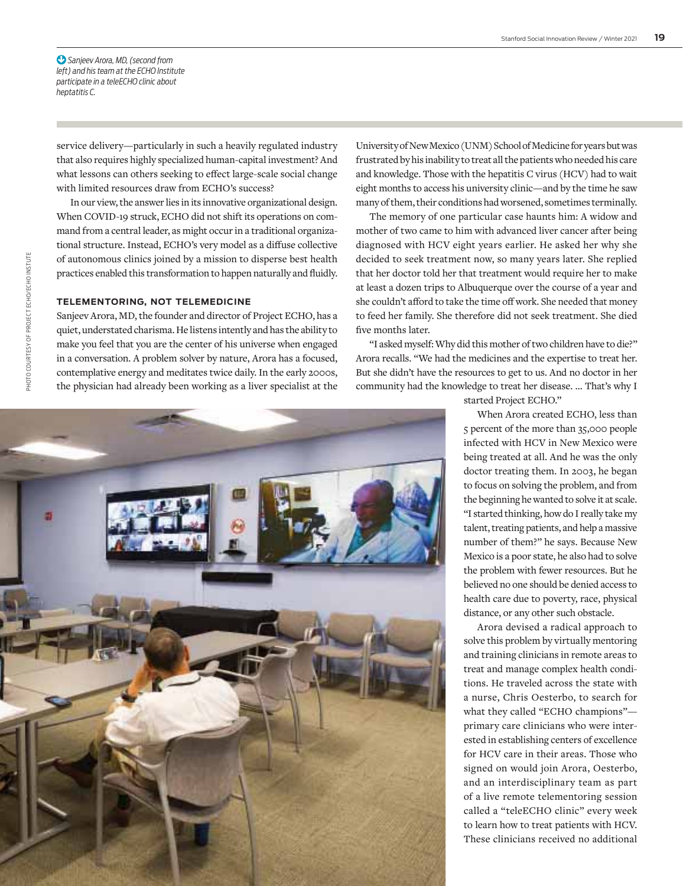*Sanjeev Arora, MD, (second from left) and his team at the ECHO Institute participate in a teleECHO clinic about heptatitis C.*

PHOTO COURTESY OF PROJECT ECHO/ECHO INSTUTE

service delivery—particularly in such a heavily regulated industry that also requires highly specialized human-capital investment? And what lessons can others seeking to effect large-scale social change with limited resources draw from ECHO's success?

In our view, the answer lies in its innovative organizational design. When COVID-19 struck, ECHO did not shift its operations on command from a central leader, as might occur in a traditional organizational structure. Instead, ECHO's very model as a diffuse collective of autonomous clinics joined by a mission to disperse best health practices enabled this transformation to happen naturally and fluidly.

## TELEMENTORING, NOT TELEMEDICINE

Sanjeev Arora, MD, the founder and director of Project ECHO, has a quiet, understated charisma. He listens intently and has the ability to make you feel that you are the center of his universe when engaged in a conversation. A problem solver by nature, Arora has a focused, contemplative energy and meditates twice daily. In the early 2000s, the physician had already been working as a liver specialist at the University of New Mexico (UNM) School of Medicine for years but was frustrated by his inability to treat all the patients who needed his care and knowledge. Those with the hepatitis C virus (HCV) had to wait eight months to access his university clinic—and by the time he saw many of them, their conditions had worsened, sometimes terminally.

The memory of one particular case haunts him: A widow and mother of two came to him with advanced liver cancer after being diagnosed with HCV eight years earlier. He asked her why she decided to seek treatment now, so many years later. She replied that her doctor told her that treatment would require her to make at least a dozen trips to Albuquerque over the course of a year and she couldn't afford to take the time off work. She needed that money to feed her family. She therefore did not seek treatment. She died five months later.

"I asked myself: Why did this mother of two children have to die?" Arora recalls. "We had the medicines and the expertise to treat her. But she didn't have the resources to get to us. And no doctor in her community had the knowledge to treat her disease. … That's why I started Project ECHO."

When Arora created ECHO, less than 5 percent of the more than 35,000 people infected with HCV in New Mexico were being treated at all. And he was the only doctor treating them. In 2003, he began to focus on solving the problem, and from the beginning he wanted to solve it at scale. "I started thinking, how do I really take my talent, treating patients, and help a massive number of them?" he says. Because New Mexico is a poor state, he also had to solve the problem with fewer resources. But he believed no one should be denied access to health care due to poverty, race, physical distance, or any other such obstacle.

Arora devised a radical approach to solve this problem by virtually mentoring and training clinicians in remote areas to treat and manage complex health conditions. He traveled across the state with a nurse, Chris Oesterbo, to search for what they called "ECHO champions"—primary care clinicians who were interested in establishing centers of excellence for HCV care in their areas. Those who signed on would join Arora, Oesterbo, and an interdisciplinary team as part of a live remote telementoring session called a "teleECHO clinic" every week to learn how to treat patients with HCV. These clinicians received no additional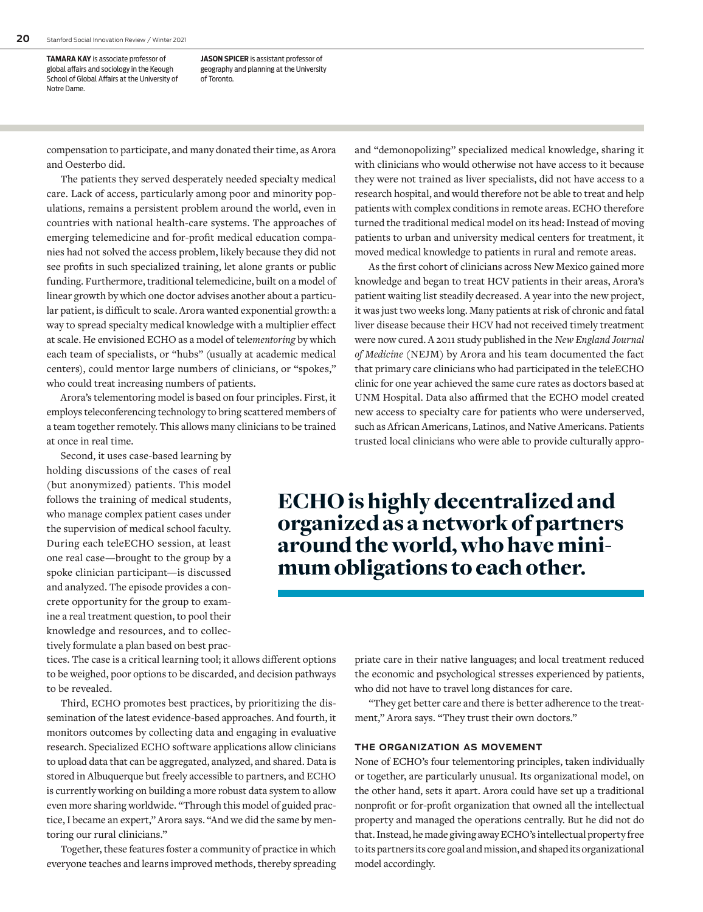**TAMARA KAY** is associate professor of global affairs and sociology in the Keough School of Global Affairs at the University of Notre Dame.

**JASON SPICER** is assistant professor of geography and planning at the University of Toronto.

compensation to participate, and many donated their time, as Arora and Oesterbo did.

The patients they served desperately needed specialty medical care. Lack of access, particularly among poor and minority populations, remains a persistent problem around the world, even in countries with national health-care systems. The approaches of emerging telemedicine and for-profit medical education companies had not solved the access problem, likely because they did not see profits in such specialized training, let alone grants or public funding. Furthermore, traditional telemedicine, built on a model of linear growth by which one doctor advises another about a particular patient, is difficult to scale. Arora wanted exponential growth: a way to spread specialty medical knowledge with a multiplier effect at scale. He envisioned ECHO as a model of tele*mentoring* by which each team of specialists, or "hubs" (usually at academic medical centers), could mentor large numbers of clinicians, or "spokes," who could treat increasing numbers of patients.

Arora's telementoring model is based on four principles. First, it employs teleconferencing technology to bring scattered members of a team together remotely. This allows many clinicians to be trained at once in real time.

Second, it uses case-based learning by holding discussions of the cases of real (but anonymized) patients. This model follows the training of medical students, who manage complex patient cases under the supervision of medical school faculty. During each teleECHO session, at least one real case—brought to the group by a spoke clinician participant—is discussed and analyzed. The episode provides a concrete opportunity for the group to examine a real treatment question, to pool their knowledge and resources, and to collectively formulate a plan based on best practices. The case is a critical learning tool; it allows different options to be weighed, poor options to be discarded, and decision pathways to be revealed.

Third, ECHO promotes best practices, by prioritizing the dissemination of the latest evidence-based approaches. And fourth, it monitors outcomes by collecting data and engaging in evaluative research. Specialized ECHO software applications allow clinicians to upload data that can be aggregated, analyzed, and shared. Data is stored in Albuquerque but freely accessible to partners, and ECHO is currently working on building a more robust data system to allow even more sharing worldwide. "Through this model of guided practice, I became an expert," Arora says. "And we did the same by mentoring our rural clinicians."

Together, these features foster a community of practice in which everyone teaches and learns improved methods, thereby spreading and "demonopolizing" specialized medical knowledge, sharing it with clinicians who would otherwise not have access to it because they were not trained as liver specialists, did not have access to a research hospital, and would therefore not be able to treat and help patients with complex conditions in remote areas. ECHO therefore turned the traditional medical model on its head: Instead of moving patients to urban and university medical centers for treatment, it moved medical knowledge to patients in rural and remote areas.

As the first cohort of clinicians across New Mexico gained more knowledge and began to treat HCV patients in their areas, Arora's patient waiting list steadily decreased. A year into the new project, it was just two weeks long. Many patients at risk of chronic and fatal liver disease because their HCV had not received timely treatment were now cured. A 2011 study published in the *New England Journal of Medicine* (NEJM) by Arora and his team documented the fact that primary care clinicians who had participated in the teleECHO clinic for one year achieved the same cure rates as doctors based at UNM Hospital. Data also affirmed that the ECHO model created new access to specialty care for patients who were underserved, such as African Americans, Latinos, and Native Americans. Patients trusted local clinicians who were able to provide culturally appropriate care in their native languages; and local treatment reduced the economic and psychological stresses experienced by patients, who did not have to travel long distances for care.

**ECHO is highly decentralized and organized as a network of partners around the world, who have minimum obligations to each other.**

"They get better care and there is better adherence to the treatment," Arora says. "They trust their own doctors."

### THE ORGANIZATION AS MOVEMENT

None of ECHO's four telementoring principles, taken individually or together, are particularly unusual. Its organizational model, on the other hand, sets it apart. Arora could have set up a traditional nonprofit or for-profit organization that owned all the intellectual property and managed the operations centrally. But he did not do that. Instead, he made giving away ECHO's intellectual property free to its partners its core goal and mission, and shaped its organizational model accordingly.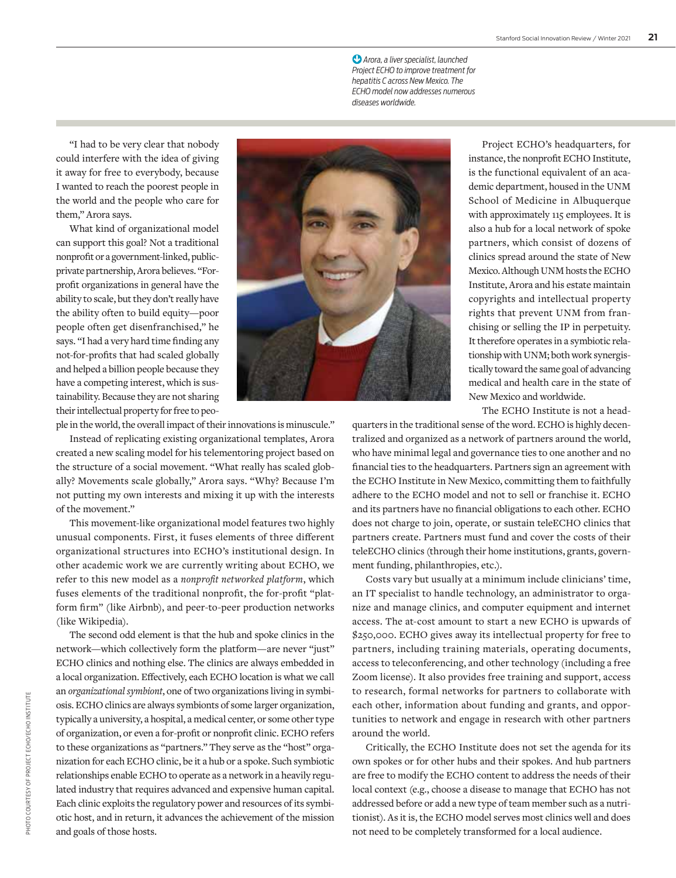Arora, a liver specialist, launched Project ECHO to improve treatment for hepatitis C across New Mexico. The ECHO model now addresses numerous diseases worldwide.

"I had to be very clear that nobody could interfere with the idea of giving it away for free to everybody, because I wanted to reach the poorest people in the world and the people who care for them," Arora says.

What kind of organizational model can support this goal? Not a traditional nonprofit or a government-linked, public-private partnership, Arora believes. "For-profit organizations in general have the ability to scale, but they don't really have the ability often to build equity—poor people often get disenfranchised," he says. "I had a very hard time finding any not-for-profits that had scaled globally and helped a billion people because they have a competing interest, which is sustainability. Because they are not sharing their intellectual property for free to people in the world, the overall impact of their innovations is minuscule."

Instead of replicating existing organizational templates, Arora created a new scaling model for his telementoring project based on the structure of a social movement. "What really has scaled globally? Movements scale globally," Arora says. "Why? Because I'm not putting my own interests and mixing it up with the interests of the movement."

This movement-like organizational model features two highly unusual components. First, it fuses elements of three different organizational structures into ECHO's institutional design. In other academic work we are currently writing about ECHO, we refer to this new model as a *nonprofit networked platform*, which fuses elements of the traditional nonprofit, the for-profit "platform firm" (like Airbnb), and peer-to-peer production networks (like Wikipedia).

The second odd element is that the hub and spoke clinics in the network—which collectively form the platform—are never "just" ECHO clinics and nothing else. The clinics are always embedded in a local organization. Effectively, each ECHO location is what we call an *organizational symbiont*, one of two organizations living in symbiosis. ECHO clinics are always symbionts of some larger organization, typically a university, a hospital, a medical center, or some other type of organization, or even a for-profit or nonprofit clinic. ECHO refers to these organizations as "partners." They serve as the "host" organization for each ECHO clinic, be it a hub or a spoke. Such symbiotic relationships enable ECHO to operate as a network in a heavily regulated industry that requires advanced and expensive human capital. Each clinic exploits the regulatory power and resources of its symbiotic host, and in return, it advances the achievement of the mission and goals of those hosts.

Project ECHO's headquarters, for instance, the nonprofit ECHO Institute, is the functional equivalent of an academic department, housed in the UNM School of Medicine in Albuquerque with approximately 115 employees. It is also a hub for a local network of spoke partners, which consist of dozens of clinics spread around the state of New Mexico. Although UNM hosts the ECHO Institute, Arora and his estate maintain copyrights and intellectual property rights that prevent UNM from franchising or selling the IP in perpetuity. It therefore operates in a symbiotic relationship with UNM; both work synergistically toward the same goal of advancing medical and health care in the state of New Mexico and worldwide.

The ECHO Institute is not a headquarters in the traditional sense of the word. ECHO is highly decentralized and organized as a network of partners around the world, who have minimal legal and governance ties to one another and no financial ties to the headquarters. Partners sign an agreement with the ECHO Institute in New Mexico, committing them to faithfully adhere to the ECHO model and not to sell or franchise it. ECHO and its partners have no financial obligations to each other. ECHO does not charge to join, operate, or sustain teleECHO clinics that partners create. Partners must fund and cover the costs of their teleECHO clinics (through their home institutions, grants, government funding, philanthropies, etc.).

Costs vary but usually at a minimum include clinicians' time, an IT specialist to handle technology, an administrator to organize and manage clinics, and computer equipment and internet access. The at-cost amount to start a new ECHO is upwards of $250,000. ECHO gives away its intellectual property for free to partners, including training materials, operating documents, access to teleconferencing, and other technology (including a free Zoom license). It also provides free training and support, access to research, formal networks for partners to collaborate with each other, information about funding and grants, and opportunities to network and engage in research with other partners around the world.

Critically, the ECHO Institute does not set the agenda for its own spokes or for other hubs and their spokes. And hub partners are free to modify the ECHO content to address the needs of their local context (e.g., choose a disease to manage that ECHO has not addressed before or add a new type of team member such as a nutritionist). As it is, the ECHO model serves most clinics well and does not need to be completely transformed for a local audience.

PHOTO COURTESY OF PROJECT ECHO/ECHO INSTITUTE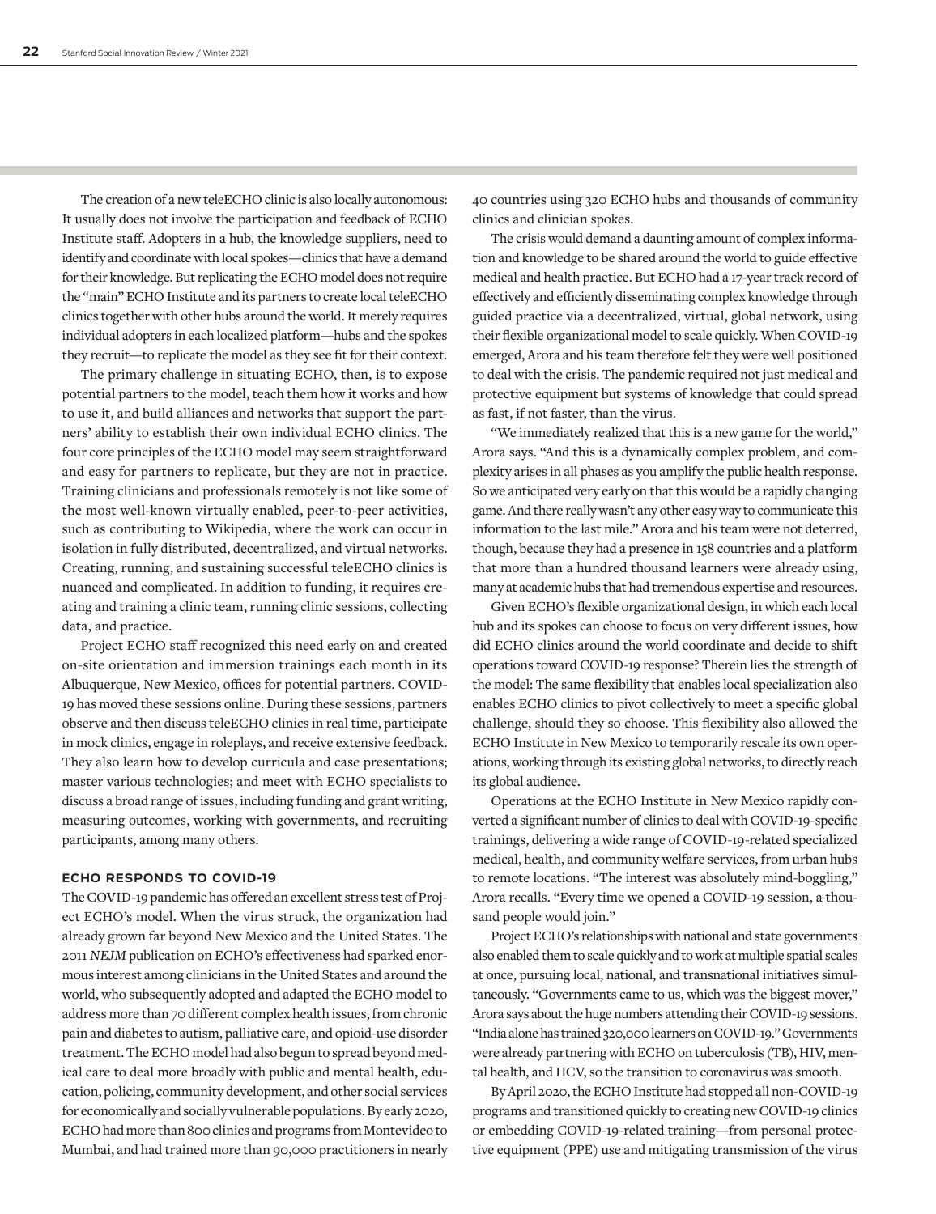The creation of a new teleECHO clinic is also locally autonomous: It usually does not involve the participation and feedback of ECHO Institute staff. Adopters in a hub, the knowledge suppliers, need to identify and coordinate with local spokes—clinics that have a demand for their knowledge. But replicating the ECHO model does not require the "main" ECHO Institute and its partners to create local teleECHO clinics together with other hubs around the world. It merely requires individual adopters in each localized platform—hubs and the spokes they recruit—to replicate the model as they see fit for their context.

The primary challenge in situating ECHO, then, is to expose potential partners to the model, teach them how it works and how to use it, and build alliances and networks that support the partners' ability to establish their own individual ECHO clinics. The four core principles of the ECHO model may seem straightforward and easy for partners to replicate, but they are not in practice. Training clinicians and professionals remotely is not like some of the most well-known virtually enabled, peer-to-peer activities, such as contributing to Wikipedia, where the work can occur in isolation in fully distributed, decentralized, and virtual networks. Creating, running, and sustaining successful teleECHO clinics is nuanced and complicated. In addition to funding, it requires creating and training a clinic team, running clinic sessions, collecting data, and practice.

Project ECHO staff recognized this need early on and created on-site orientation and immersion trainings each month in its Albuquerque, New Mexico, offices for potential partners. COVID-19 has moved these sessions online. During these sessions, partners observe and then discuss teleECHO clinics in real time, participate in mock clinics, engage in roleplays, and receive extensive feedback. They also learn how to develop curricula and case presentations; master various technologies; and meet with ECHO specialists to discuss a broad range of issues, including funding and grant writing, measuring outcomes, working with governments, and recruiting participants, among many others.

## ECHO RESPONDS TO COVID-19

The COVID-19 pandemic has offered an excellent stress test of Project ECHO's model. When the virus struck, the organization had already grown far beyond New Mexico and the United States. The 2011 *NEJM* publication on ECHO's effectiveness had sparked enormous interest among clinicians in the United States and around the world, who subsequently adopted and adapted the ECHO model to address more than 70 different complex health issues, from chronic pain and diabetes to autism, palliative care, and opioid-use disorder treatment. The ECHO model had also begun to spread beyond medical care to deal more broadly with public and mental health, education, policing, community development, and other social services for economically and socially vulnerable populations. By early 2020, ECHO had more than 800 clinics and programs from Montevideo to Mumbai, and had trained more than 90,000 practitioners in nearly 40 countries using 320 ECHO hubs and thousands of community clinics and clinician spokes.

The crisis would demand a daunting amount of complex information and knowledge to be shared around the world to guide effective medical and health practice. But ECHO had a 17-year track record of effectively and efficiently disseminating complex knowledge through guided practice via a decentralized, virtual, global network, using their flexible organizational model to scale quickly. When COVID-19 emerged, Arora and his team therefore felt they were well positioned to deal with the crisis. The pandemic required not just medical and protective equipment but systems of knowledge that could spread as fast, if not faster, than the virus.

"We immediately realized that this is a new game for the world," Arora says. "And this is a dynamically complex problem, and complexity arises in all phases as you amplify the public health response. So we anticipated very early on that this would be a rapidly changing game. And there really wasn't any other easy way to communicate this information to the last mile." Arora and his team were not deterred, though, because they had a presence in 158 countries and a platform that more than a hundred thousand learners were already using, many at academic hubs that had tremendous expertise and resources.

Given ECHO's flexible organizational design, in which each local hub and its spokes can choose to focus on very different issues, how did ECHO clinics around the world coordinate and decide to shift operations toward COVID-19 response? Therein lies the strength of the model: The same flexibility that enables local specialization also enables ECHO clinics to pivot collectively to meet a specific global challenge, should they so choose. This flexibility also allowed the ECHO Institute in New Mexico to temporarily rescale its own operations, working through its existing global networks, to directly reach its global audience.

Operations at the ECHO Institute in New Mexico rapidly converted a significant number of clinics to deal with COVID-19-specific trainings, delivering a wide range of COVID-19-related specialized medical, health, and community welfare services, from urban hubs to remote locations. "The interest was absolutely mind-boggling," Arora recalls. "Every time we opened a COVID-19 session, a thousand people would join."

Project ECHO's relationships with national and state governments also enabled them to scale quickly and to work at multiple spatial scales at once, pursuing local, national, and transnational initiatives simultaneously. "Governments came to us, which was the biggest mover," Arora says about the huge numbers attending their COVID-19 sessions. "India alone has trained 320,000 learners on COVID-19." Governments were already partnering with ECHO on tuberculosis (TB), HIV, mental health, and HCV, so the transition to coronavirus was smooth.

By April 2020, the ECHO Institute had stopped all non-COVID-19 programs and transitioned quickly to creating new COVID-19 clinics or embedding COVID-19-related training—from personal protective equipment (PPE) use and mitigating transmission of the virus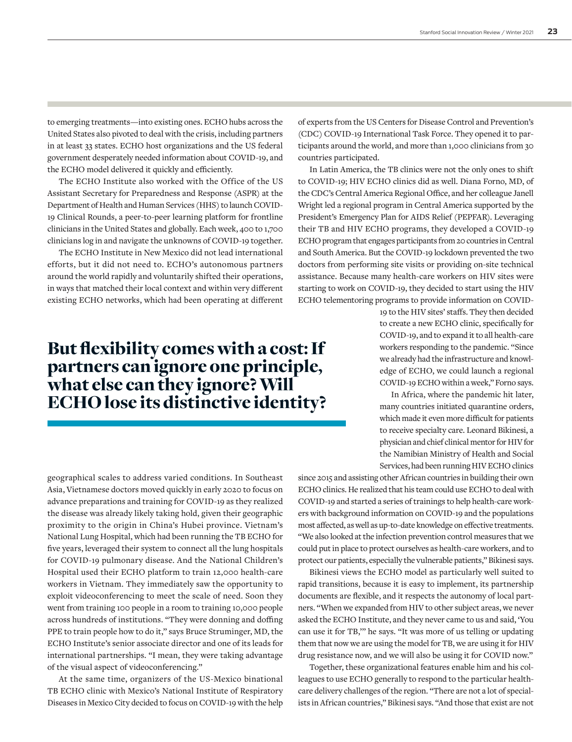to emerging treatments—into existing ones. ECHO hubs across the United States also pivoted to deal with the crisis, including partners in at least 33 states. ECHO host organizations and the US federal government desperately needed information about COVID-19, and the ECHO model delivered it quickly and efficiently.

The ECHO Institute also worked with the Office of the US Assistant Secretary for Preparedness and Response (ASPR) at the Department of Health and Human Services (HHS) to launch COVID-19 Clinical Rounds, a peer-to-peer learning platform for frontline clinicians in the United States and globally. Each week, 400 to 1,700 clinicians log in and navigate the unknowns of COVID-19 together.

The ECHO Institute in New Mexico did not lead international efforts, but it did not need to. ECHO's autonomous partners around the world rapidly and voluntarily shifted their operations, in ways that matched their local context and within very different existing ECHO networks, which had been operating at different geographical scales to address varied conditions. In Southeast Asia, Vietnamese doctors moved quickly in early 2020 to focus on advance preparations and training for COVID-19 as they realized the disease was already likely taking hold, given their geographic proximity to the origin in China's Hubei province. Vietnam's National Lung Hospital, which had been running the TB ECHO for five years, leveraged their system to connect all the lung hospitals for COVID-19 pulmonary disease. And the National Children's Hospital used their ECHO platform to train 12,000 health-care workers in Vietnam. They immediately saw the opportunity to exploit videoconferencing to meet the scale of need. Soon they went from training 100 people in a room to training 10,000 people across hundreds of institutions. "They were donning and doffing PPE to train people how to do it," says Bruce Struminger, MD, the ECHO Institute's senior associate director and one of its leads for international partnerships. "I mean, they were taking advantage of the visual aspect of videoconferencing."

At the same time, organizers of the US-Mexico binational TB ECHO clinic with Mexico's National Institute of Respiratory Diseases in Mexico City decided to focus on COVID-19 with the help of experts from the US Centers for Disease Control and Prevention's (CDC) COVID-19 International Task Force. They opened it to participants around the world, and more than 1,000 clinicians from 30 countries participated.

In Latin America, the TB clinics were not the only ones to shift to COVID-19; HIV ECHO clinics did as well. Diana Forno, MD, of the CDC's Central America Regional Office, and her colleague Janell Wright led a regional program in Central America supported by the President's Emergency Plan for AIDS Relief (PEPFAR). Leveraging their TB and HIV ECHO programs, they developed a COVID-19 ECHO program that engages participants from 20 countries in Central and South America. But the COVID-19 lockdown prevented the two doctors from performing site visits or providing on-site technical assistance. Because many health-care workers on HIV sites were starting to work on COVID-19, they decided to start using the HIV ECHO telementoring programs to provide information on COVID-19 to the HIV sites' staffs. They then decided to create a new ECHO clinic, specifically for COVID-19, and to expand it to all health-care workers responding to the pandemic. "Since we already had the infrastructure and knowledge of ECHO, we could launch a regional COVID-19 ECHO within a week," Forno says.

## But flexibility comes with a cost: If partners can ignore one principle, what else can they ignore? Will ECHO lose its distinctive identity?

In Africa, where the pandemic hit later, many countries initiated quarantine orders, which made it even more difficult for patients to receive specialty care. Leonard Bikinesi, a physician and chief clinical mentor for HIV for the Namibian Ministry of Health and Social Services, had been running HIV ECHO clinics since 2015 and assisting other African countries in building their own ECHO clinics. He realized that his team could use ECHO to deal with COVID-19 and started a series of trainings to help health-care workers with background information on COVID-19 and the populations most affected, as well as up-to-date knowledge on effective treatments. "We also looked at the infection prevention control measures that we could put in place to protect ourselves as health-care workers, and to protect our patients, especially the vulnerable patients," Bikinesi says.

Bikinesi views the ECHO model as particularly well suited to rapid transitions, because it is easy to implement, its partnership documents are flexible, and it respects the autonomy of local partners. "When we expanded from HIV to other subject areas, we never asked the ECHO Institute, and they never came to us and said, 'You can use it for TB,'" he says. "It was more of us telling or updating them that now we are using the model for TB, we are using it for HIV drug resistance now, and we will also be using it for COVID now."

Together, these organizational features enable him and his colleagues to use ECHO generally to respond to the particular health-care delivery challenges of the region. "There are not a lot of specialists in African countries," Bikinesi says. "And those that exist are not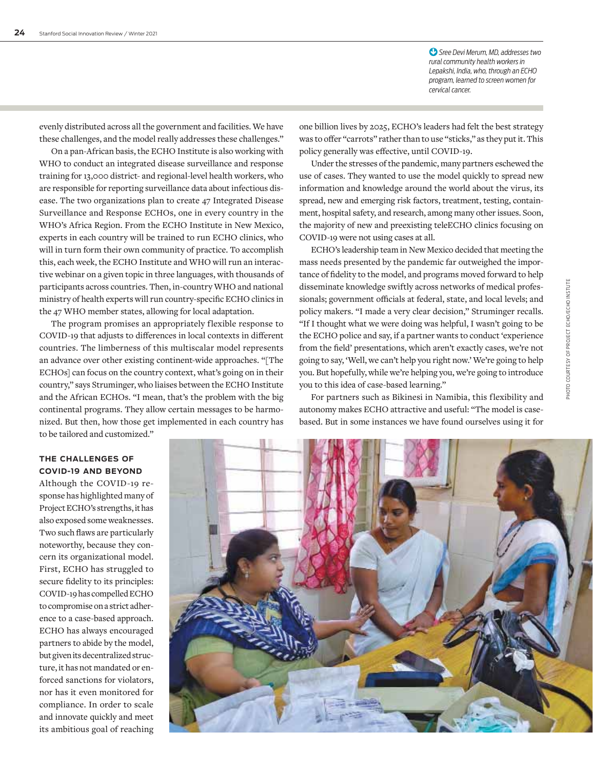*Sree Devi Merum, MD, addresses two rural community health workers in Lepakshi, India, who, through an ECHO program, learned to screen women for cervical cancer.*

evenly distributed across all the government and facilities. We have these challenges, and the model really addresses these challenges."

On a pan-African basis, the ECHO Institute is also working with WHO to conduct an integrated disease surveillance and response training for 13,000 district- and regional-level health workers, who are responsible for reporting surveillance data about infectious disease. The two organizations plan to create 47 Integrated Disease Surveillance and Response ECHOs, one in every country in the WHO's Africa Region. From the ECHO Institute in New Mexico, experts in each country will be trained to run ECHO clinics, who will in turn form their own community of practice. To accomplish this, each week, the ECHO Institute and WHO will run an interactive webinar on a given topic in three languages, with thousands of participants across countries. Then, in-country WHO and national ministry of health experts will run country-specific ECHO clinics in the 47 WHO member states, allowing for local adaptation.

The program promises an appropriately flexible response to COVID-19 that adjusts to differences in local contexts in different countries. The limberness of this multiscalar model represents an advance over other existing continent-wide approaches. "[The ECHOs] can focus on the country context, what's going on in their country," says Struminger, who liaises between the ECHO Institute and the African ECHOs. "I mean, that's the problem with the big continental programs. They allow certain messages to be harmonized. But then, how those get implemented in each country has to be tailored and customized."

## THE CHALLENGES OF COVID-19 AND BEYOND

Although the COVID-19 response has highlighted many of Project ECHO's strengths, it has also exposed some weaknesses. Two such flaws are particularly noteworthy, because they concern its organizational model. First, ECHO has struggled to secure fidelity to its principles: COVID-19 has compelled ECHO to compromise on a strict adherence to a case-based approach. ECHO has always encouraged partners to abide by the model, but given its decentralized structure, it has not mandated or enforced sanctions for violators, nor has it even monitored for compliance. In order to scale and innovate quickly and meet its ambitious goal of reaching one billion lives by 2025, ECHO's leaders had felt the best strategy was to offer "carrots" rather than to use "sticks," as they put it. This policy generally was effective, until COVID-19.

Under the stresses of the pandemic, many partners eschewed the use of cases. They wanted to use the model quickly to spread new information and knowledge around the world about the virus, its spread, new and emerging risk factors, treatment, testing, containment, hospital safety, and research, among many other issues. Soon, the majority of new and preexisting teleECHO clinics focusing on COVID-19 were not using cases at all.

ECHO's leadership team in New Mexico decided that meeting the mass needs presented by the pandemic far outweighed the importance of fidelity to the model, and programs moved forward to help disseminate knowledge swiftly across networks of medical professionals; government officials at federal, state, and local levels; and policy makers. "I made a very clear decision," Struminger recalls. "If I thought what we were doing was helpful, I wasn't going to be the ECHO police and say, if a partner wants to conduct 'experience from the field' presentations, which aren't exactly cases, we're not going to say, 'Well, we can't help you right now.' We're going to help you. But hopefully, while we're helping you, we're going to introduce you to this idea of case-based learning."

For partners such as Bikinesi in Namibia, this flexibility and autonomy makes ECHO attractive and useful: "The model is case-based. But in some instances we have found ourselves using it for

PHOTO COURTESY OF PROJECT ECHO/ECHO INSTITUTE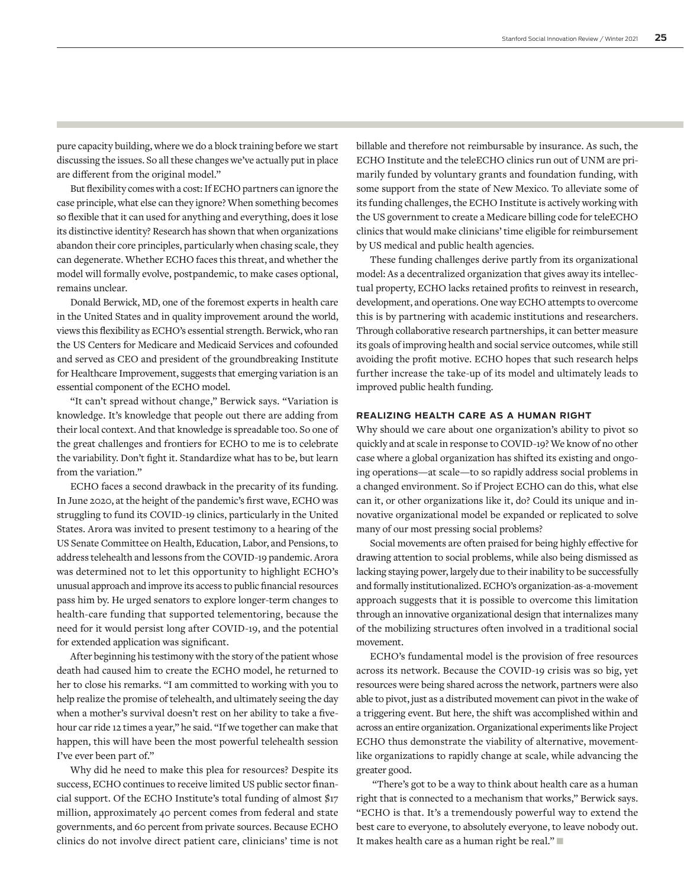pure capacity building, where we do a block training before we start discussing the issues. So all these changes we've actually put in place are different from the original model."

But flexibility comes with a cost: If ECHO partners can ignore the case principle, what else can they ignore? When something becomes so flexible that it can used for anything and everything, does it lose its distinctive identity? Research has shown that when organizations abandon their core principles, particularly when chasing scale, they can degenerate. Whether ECHO faces this threat, and whether the model will formally evolve, postpandemic, to make cases optional, remains unclear.

Donald Berwick, MD, one of the foremost experts in health care in the United States and in quality improvement around the world, views this flexibility as ECHO's essential strength. Berwick, who ran the US Centers for Medicare and Medicaid Services and cofounded and served as CEO and president of the groundbreaking Institute for Healthcare Improvement, suggests that emerging variation is an essential component of the ECHO model.

"It can't spread without change," Berwick says. "Variation is knowledge. It's knowledge that people out there are adding from their local context. And that knowledge is spreadable too. So one of the great challenges and frontiers for ECHO to me is to celebrate the variability. Don't fight it. Standardize what has to be, but learn from the variation."

ECHO faces a second drawback in the precarity of its funding. In June 2020, at the height of the pandemic's first wave, ECHO was struggling to fund its COVID-19 clinics, particularly in the United States. Arora was invited to present testimony to a hearing of the US Senate Committee on Health, Education, Labor, and Pensions, to address telehealth and lessons from the COVID-19 pandemic. Arora was determined not to let this opportunity to highlight ECHO's unusual approach and improve its access to public financial resources pass him by. He urged senators to explore longer-term changes to health-care funding that supported telementoring, because the need for it would persist long after COVID-19, and the potential for extended application was significant.

After beginning his testimony with the story of the patient whose death had caused him to create the ECHO model, he returned to her to close his remarks. "I am committed to working with you to help realize the promise of telehealth, and ultimately seeing the day when a mother's survival doesn't rest on her ability to take a five-hour car ride 12 times a year," he said. "If we together can make that happen, this will have been the most powerful telehealth session I've ever been part of."

Why did he need to make this plea for resources? Despite its success, ECHO continues to receive limited US public sector financial support. Of the ECHO Institute's total funding of almost $17 million, approximately 40 percent comes from federal and state governments, and 60 percent from private sources. Because ECHO clinics do not involve direct patient care, clinicians' time is not billable and therefore not reimbursable by insurance. As such, the ECHO Institute and the teleECHO clinics run out of UNM are primarily funded by voluntary grants and foundation funding, with some support from the state of New Mexico. To alleviate some of its funding challenges, the ECHO Institute is actively working with the US government to create a Medicare billing code for teleECHO clinics that would make clinicians' time eligible for reimbursement by US medical and public health agencies.

These funding challenges derive partly from its organizational model: As a decentralized organization that gives away its intellectual property, ECHO lacks retained profits to reinvest in research, development, and operations. One way ECHO attempts to overcome this is by partnering with academic institutions and researchers. Through collaborative research partnerships, it can better measure its goals of improving health and social service outcomes, while still avoiding the profit motive. ECHO hopes that such research helps further increase the take-up of its model and ultimately leads to improved public health funding.

### REALIZING HEALTH CARE AS A HUMAN RIGHT

Why should we care about one organization's ability to pivot so quickly and at scale in response to COVID-19? We know of no other case where a global organization has shifted its existing and ongoing operations—at scale—to so rapidly address social problems in a changed environment. So if Project ECHO can do this, what else can it, or other organizations like it, do? Could its unique and innovative organizational model be expanded or replicated to solve many of our most pressing social problems?

Social movements are often praised for being highly effective for drawing attention to social problems, while also being dismissed as lacking staying power, largely due to their inability to be successfully and formally institutionalized. ECHO's organization-as-a-movement approach suggests that it is possible to overcome this limitation through an innovative organizational design that internalizes many of the mobilizing structures often involved in a traditional social movement.

ECHO's fundamental model is the provision of free resources across its network. Because the COVID-19 crisis was so big, yet resources were being shared across the network, partners were also able to pivot, just as a distributed movement can pivot in the wake of a triggering event. But here, the shift was accomplished within and across an entire organization. Organizational experiments like Project ECHO thus demonstrate the viability of alternative, movement-like organizations to rapidly change at scale, while advancing the greater good.

"There's got to be a way to think about health care as a human right that is connected to a mechanism that works," Berwick says. "ECHO is that. It's a tremendously powerful way to extend the best care to everyone, to absolutely everyone, to leave nobody out. It makes health care as a human right be real." ■